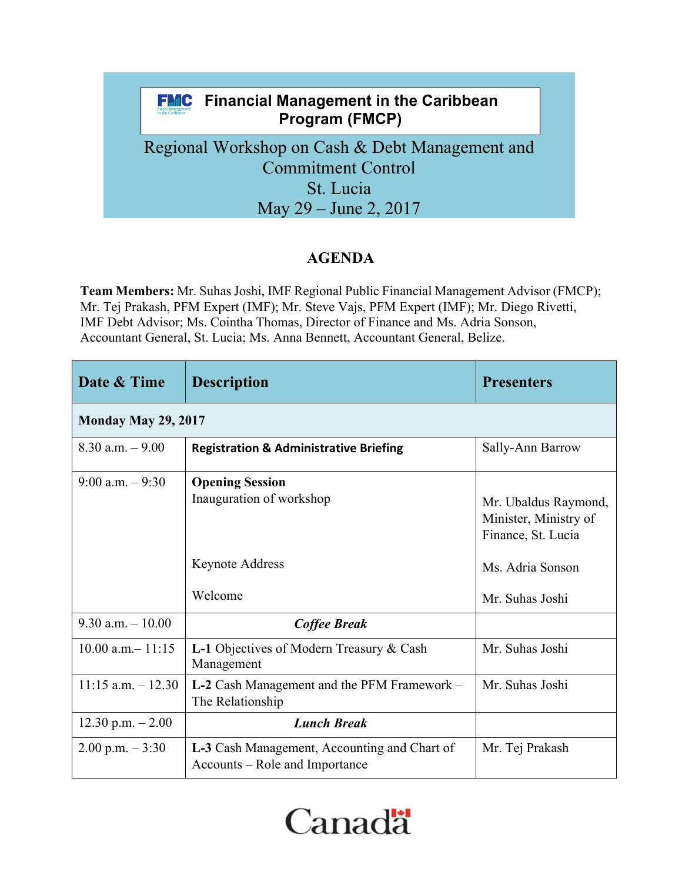# Financial Management in the Caribbean Program (FMCP)

## Regional Workshop on Cash & Debt Management and Commitment Control
## St. Lucia
## May 29 – June 2, 2017

## AGENDA

**Team Members:** Mr. Suhas Joshi, IMF Regional Public Financial Management Advisor (FMCP); Mr. Tej Prakash, PFM Expert (IMF); Mr. Steve Vajs, PFM Expert (IMF); Mr. Diego Rivetti, IMF Debt Advisor; Ms. Cointha Thomas, Director of Finance and Ms. Adria Sonson, Accountant General, St. Lucia; Ms. Anna Bennett, Accountant General, Belize.

| Date & Time | Description | Presenters |
|---|---|---|
| **Monday May 29, 2017** | | |
| 8.30 a.m. – 9.00 | **Registration & Administrative Briefing** | Sally-Ann Barrow |
| 9:00 a.m. – 9:30 | **Opening Session**<br>Inauguration of workshop<br><br>Keynote Address<br><br>Welcome | Mr. Ubaldus Raymond, Minister, Ministry of Finance, St. Lucia<br><br>Ms. Adria Sonson<br><br>Mr. Suhas Joshi |
| 9.30 a.m. – 10.00 | ***Coffee Break*** | |
| 10.00 a.m.– 11:15 | **L-1** Objectives of Modern Treasury & Cash Management | Mr. Suhas Joshi |
| 11:15 a.m. – 12.30 | **L-2** Cash Management and the PFM Framework – The Relationship | Mr. Suhas Joshi |
| 12.30 p.m. – 2.00 | ***Lunch Break*** | |
| 2.00 p.m. – 3:30 | **L-3** Cash Management, Accounting and Chart of Accounts – Role and Importance | Mr. Tej Prakash |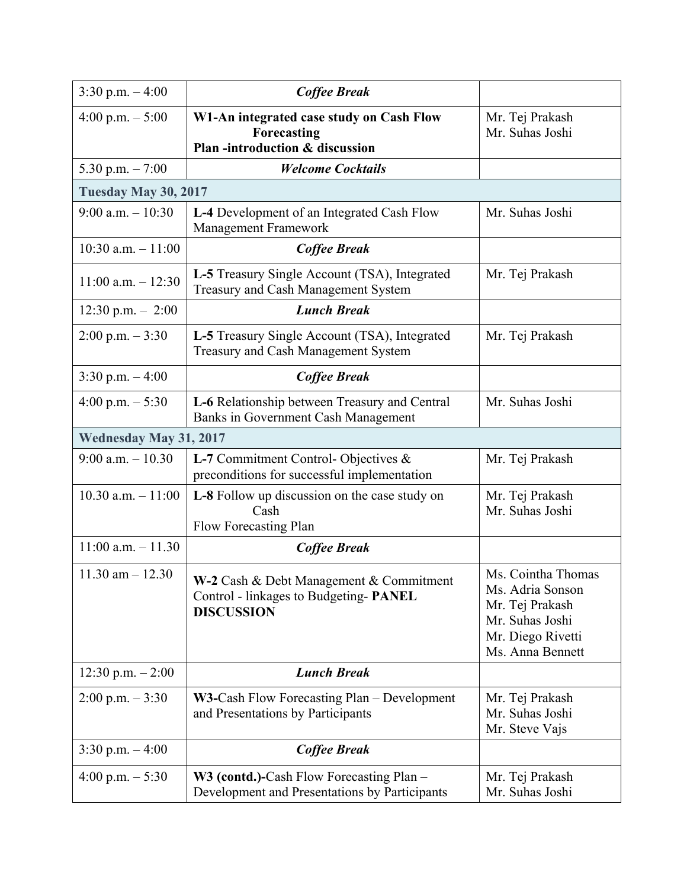| | | |
|---|---|---|
| 3:30 p.m. – 4:00 | ***Coffee Break*** | |
| 4:00 p.m. – 5:00 | **W1-An integrated case study on Cash Flow Forecasting Plan -introduction & discussion** | Mr. Tej Prakash<br>Mr. Suhas Joshi |
| 5.30 p.m. – 7:00 | ***Welcome Cocktails*** | |
| **Tuesday May 30, 2017** | | |
| 9:00 a.m. – 10:30 | **L-4** Development of an Integrated Cash Flow Management Framework | Mr. Suhas Joshi |
| 10:30 a.m. – 11:00 | ***Coffee Break*** | |
| 11:00 a.m. – 12:30 | **L-5** Treasury Single Account (TSA), Integrated Treasury and Cash Management System | Mr. Tej Prakash |
| 12:30 p.m. – 2:00 | ***Lunch Break*** | |
| 2:00 p.m. – 3:30 | **L-5** Treasury Single Account (TSA), Integrated Treasury and Cash Management System | Mr. Tej Prakash |
| 3:30 p.m. – 4:00 | ***Coffee Break*** | |
| 4:00 p.m. – 5:30 | **L-6** Relationship between Treasury and Central Banks in Government Cash Management | Mr. Suhas Joshi |
| **Wednesday May 31, 2017** | | |
| 9:00 a.m. – 10.30 | **L-7** Commitment Control- Objectives & preconditions for successful implementation | Mr. Tej Prakash |
| 10.30 a.m. – 11:00 | **L-8** Follow up discussion on the case study on Cash Flow Forecasting Plan | Mr. Tej Prakash<br>Mr. Suhas Joshi |
| 11:00 a.m. – 11.30 | ***Coffee Break*** | |
| 11.30 am – 12.30 | **W-2** Cash & Debt Management & Commitment Control - linkages to Budgeting- **PANEL DISCUSSION** | Ms. Cointha Thomas<br>Ms. Adria Sonson<br>Mr. Tej Prakash<br>Mr. Suhas Joshi<br>Mr. Diego Rivetti<br>Ms. Anna Bennett |
| 12:30 p.m. – 2:00 | ***Lunch Break*** | |
| 2:00 p.m. – 3:30 | **W3-**Cash Flow Forecasting Plan – Development and Presentations by Participants | Mr. Tej Prakash<br>Mr. Suhas Joshi<br>Mr. Steve Vajs |
| 3:30 p.m. – 4:00 | ***Coffee Break*** | |
| 4:00 p.m. – 5:30 | **W3 (contd.)-**Cash Flow Forecasting Plan – Development and Presentations by Participants | Mr. Tej Prakash<br>Mr. Suhas Joshi |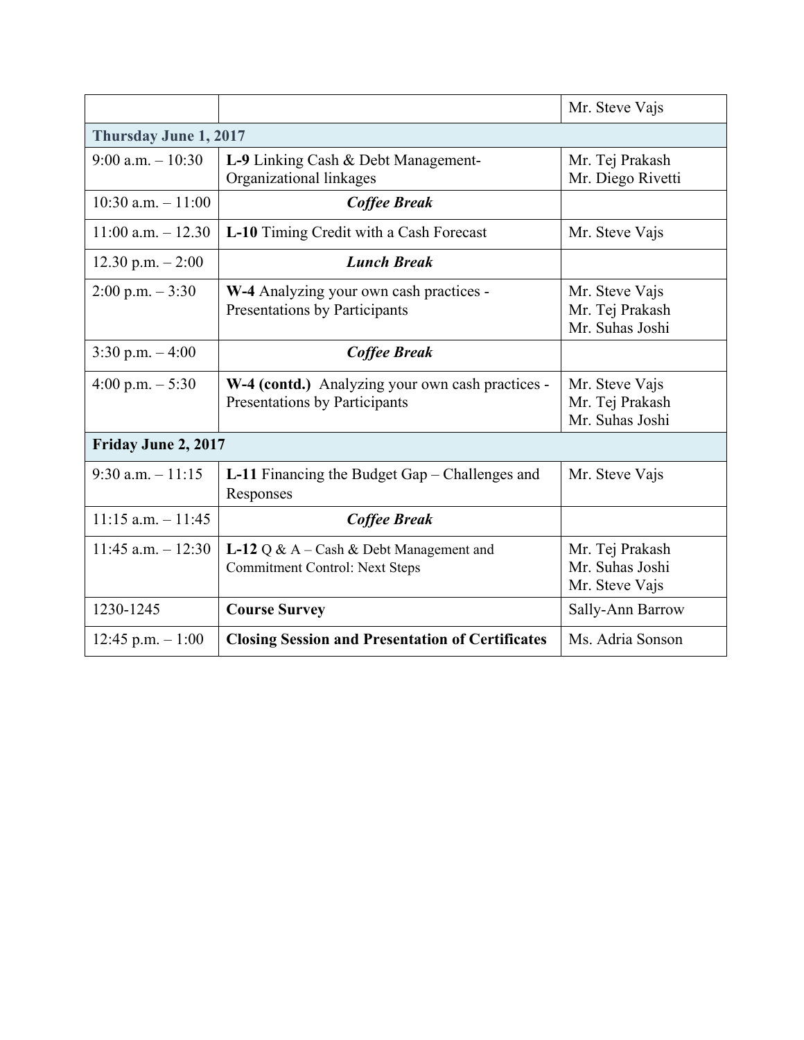| | | |
|---|---|---|
| | | Mr. Steve Vajs |
| **Thursday June 1, 2017** | | |
| 9:00 a.m. – 10:30 | **L-9** Linking Cash & Debt Management- Organizational linkages | Mr. Tej Prakash<br>Mr. Diego Rivetti |
| 10:30 a.m. – 11:00 | ***Coffee Break*** | |
| 11:00 a.m. – 12.30 | **L-10** Timing Credit with a Cash Forecast | Mr. Steve Vajs |
| 12.30 p.m. – 2:00 | ***Lunch Break*** | |
| 2:00 p.m. – 3:30 | **W-4** Analyzing your own cash practices - Presentations by Participants | Mr. Steve Vajs<br>Mr. Tej Prakash<br>Mr. Suhas Joshi |
| 3:30 p.m. – 4:00 | ***Coffee Break*** | |
| 4:00 p.m. – 5:30 | **W-4 (contd.)** Analyzing your own cash practices - Presentations by Participants | Mr. Steve Vajs<br>Mr. Tej Prakash<br>Mr. Suhas Joshi |
| **Friday June 2, 2017** | | |
| 9:30 a.m. – 11:15 | **L-11** Financing the Budget Gap – Challenges and Responses | Mr. Steve Vajs |
| 11:15 a.m. – 11:45 | ***Coffee Break*** | |
| 11:45 a.m. – 12:30 | **L-12** Q & A – Cash & Debt Management and Commitment Control: Next Steps | Mr. Tej Prakash<br>Mr. Suhas Joshi<br>Mr. Steve Vajs |
| 1230-1245 | **Course Survey** | Sally-Ann Barrow |
| 12:45 p.m. – 1:00 | **Closing Session and Presentation of Certificates** | Ms. Adria Sonson |